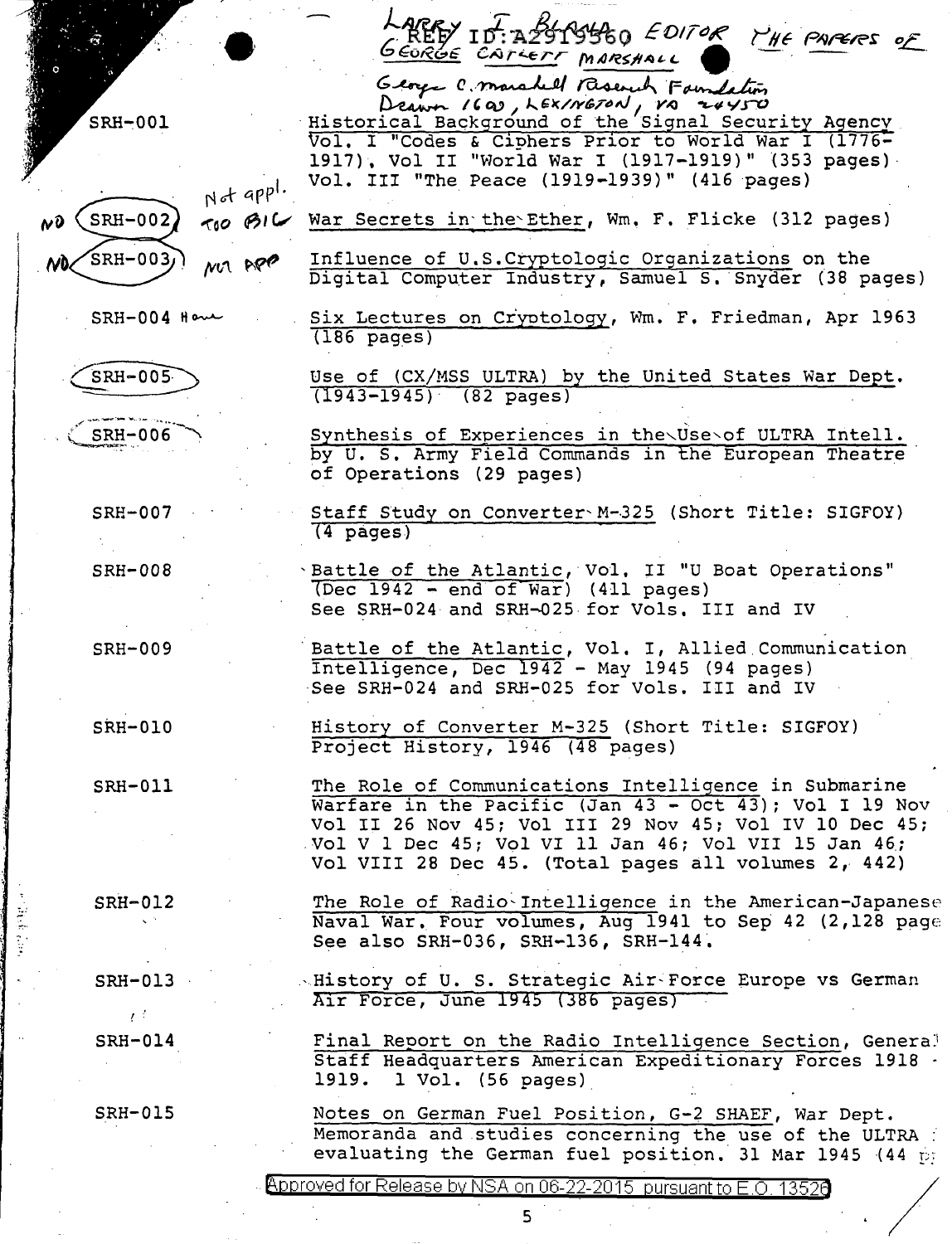REF ID:A2919560

LARRY I. BLAND EDITOR THE PAPERS OF GEORGE CATLETT MARSHALL

George C. Marshall Research Foundation
Drawer 1600, LEXINGTON, VA 24450

| | |
|---|---|
| SRH-001 | Historical Background of the Signal Security Agency Vol. I "Codes & Ciphers Prior to World War I (1776-1917)", Vol II "World War I (1917-1919)" (353 pages) Vol. III "The Peace (1919-1939)" (416 pages) |
| NO SRH-002 Not appl. TOO BIG | War Secrets in the Ether, Wm. F. Flicke (312 pages) |
| NO SRH-003 NOT APP | Influence of U.S.Cryptologic Organizations on the Digital Computer Industry, Samuel S. Snyder (38 pages) |
| SRH-004 Have | Six Lectures on Cryptology, Wm. F. Friedman, Apr 1963 (186 pages) |
| SRH-005 | Use of (CX/MSS ULTRA) by the United States War Dept. (1943-1945) (82 pages) |
| SRH-006 | Synthesis of Experiences in the Use of ULTRA Intell. by U. S. Army Field Commands in the European Theatre of Operations (29 pages) |
| SRH-007 | Staff Study on Converter M-325 (Short Title: SIGFOY) (4 pages) |
| SRH-008 | Battle of the Atlantic, Vol. II "U Boat Operations" (Dec 1942 - end of War) (411 pages) See SRH-024 and SRH-025 for Vols. III and IV |
| SRH-009 | Battle of the Atlantic, Vol. I, Allied Communication Intelligence, Dec 1942 - May 1945 (94 pages) See SRH-024 and SRH-025 for Vols. III and IV |
| SRH-010 | History of Converter M-325 (Short Title: SIGFOY) Project History, 1946 (48 pages) |
| SRH-011 | The Role of Communications Intelligence in Submarine Warfare in the Pacific (Jan 43 - Oct 43); Vol I 19 Nov Vol II 26 Nov 45; Vol III 29 Nov 45; Vol IV 10 Dec 45; Vol V 1 Dec 45; Vol VI 11 Jan 46; Vol VII 15 Jan 46; Vol VIII 28 Dec 45. (Total pages all volumes 2, 442) |
| SRH-012 | The Role of Radio Intelligence in the American-Japanese Naval War. Four volumes, Aug 1941 to Sep 42 (2,128 page See also SRH-036, SRH-136, SRH-144. |
| SRH-013 | History of U. S. Strategic Air Force Europe vs German Air Force, June 1945 (386 pages) |
| SRH-014 | Final Report on the Radio Intelligence Section, General Staff Headquarters American Expeditionary Forces 1918 - 1919. 1 Vol. (56 pages) |
| SRH-015 | Notes on German Fuel Position, G-2 SHAEF, War Dept. Memoranda and studies concerning the use of the ULTRA evaluating the German fuel position. 31 Mar 1945 (44 p |

Approved for Release by NSA on 06-22-2015 pursuant to E.O. 13526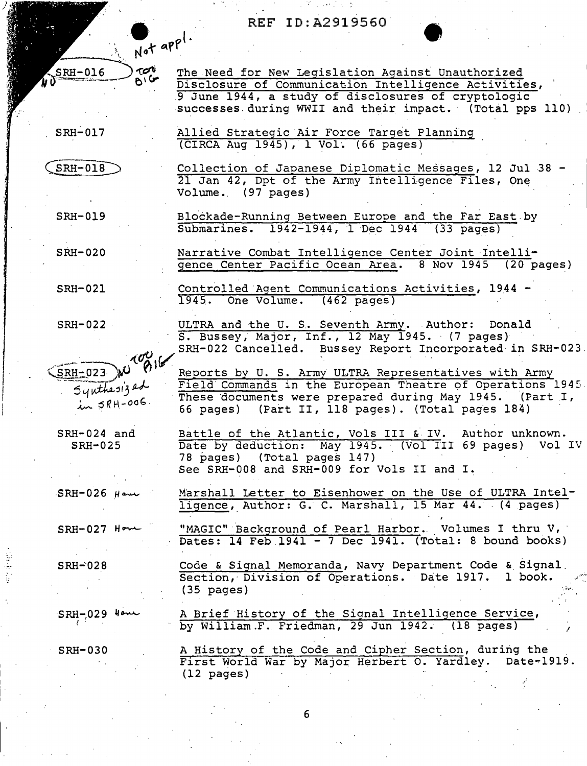REF ID:A2919560

Not appl.

| | |
|---|---|
| NO SRH-016 Too BIG | The Need for New Legislation Against Unauthorized Disclosure of Communication Intelligence Activities, 9 June 1944, a study of disclosures of cryptologic successes during WWII and their impact. (Total pps 110) |
| SRH-017 | Allied Strategic Air Force Target Planning (CIRCA Aug 1945), 1 Vol. (66 pages) |
| SRH-018 | Collection of Japanese Diplomatic Messages, 12 Jul 38 - 21 Jan 42, Dpt of the Army Intelligence Files, One Volume. (97 pages) |
| SRH-019 | Blockade-Running Between Europe and the Far East by Submarines. 1942-1944, 1 Dec 1944 (33 pages) |
| SRH-020 | Narrative Combat Intelligence Center Joint Intelligence Center Pacific Ocean Area. 8 Nov 1945 (20 pages) |
| SRH-021 | Controlled Agent Communications Activities, 1944 - 1945. One Volume. (462 pages) |
| SRH-022 | ULTRA and the U. S. Seventh Army. Author: Donald S. Bussey, Major, Inf., 12 May 1945. (7 pages) SRH-022 Cancelled. Bussey Report Incorporated in SRH-023. |
| SRH-023 NO Too BIG Synthesized in SRH-006 | Reports by U. S. Army ULTRA Representatives with Army Field Commands in the European Theatre of Operations 1945. These documents were prepared during May 1945. (Part I, 66 pages) (Part II, 118 pages). (Total pages 184) |
| SRH-024 and SRH-025 | Battle of the Atlantic, Vols III & IV. Author unknown. Date by deduction: May 1945. (Vol III 69 pages) Vol IV 78 pages) (Total pages 147) See SRH-008 and SRH-009 for Vols II and I. |
| SRH-026 Have | Marshall Letter to Eisenhower on the Use of ULTRA Intelligence, Author: G. C. Marshall, 15 Mar 44. (4 pages) |
| SRH-027 Have | "MAGIC" Background of Pearl Harbor. Volumes I thru V, Dates: 14 Feb 1941 - 7 Dec 1941. (Total: 8 bound books) |
| SRH-028 | Code & Signal Memoranda, Navy Department Code & Signal Section, Division of Operations. Date 1917. 1 book. (35 pages) |
| SRH-029 Have | A Brief History of the Signal Intelligence Service, by William F. Friedman, 29 Jun 1942. (18 pages) |
| SRH-030 | A History of the Code and Cipher Section, during the First World War by Major Herbert O. Yardley. Date-1919. (12 pages) |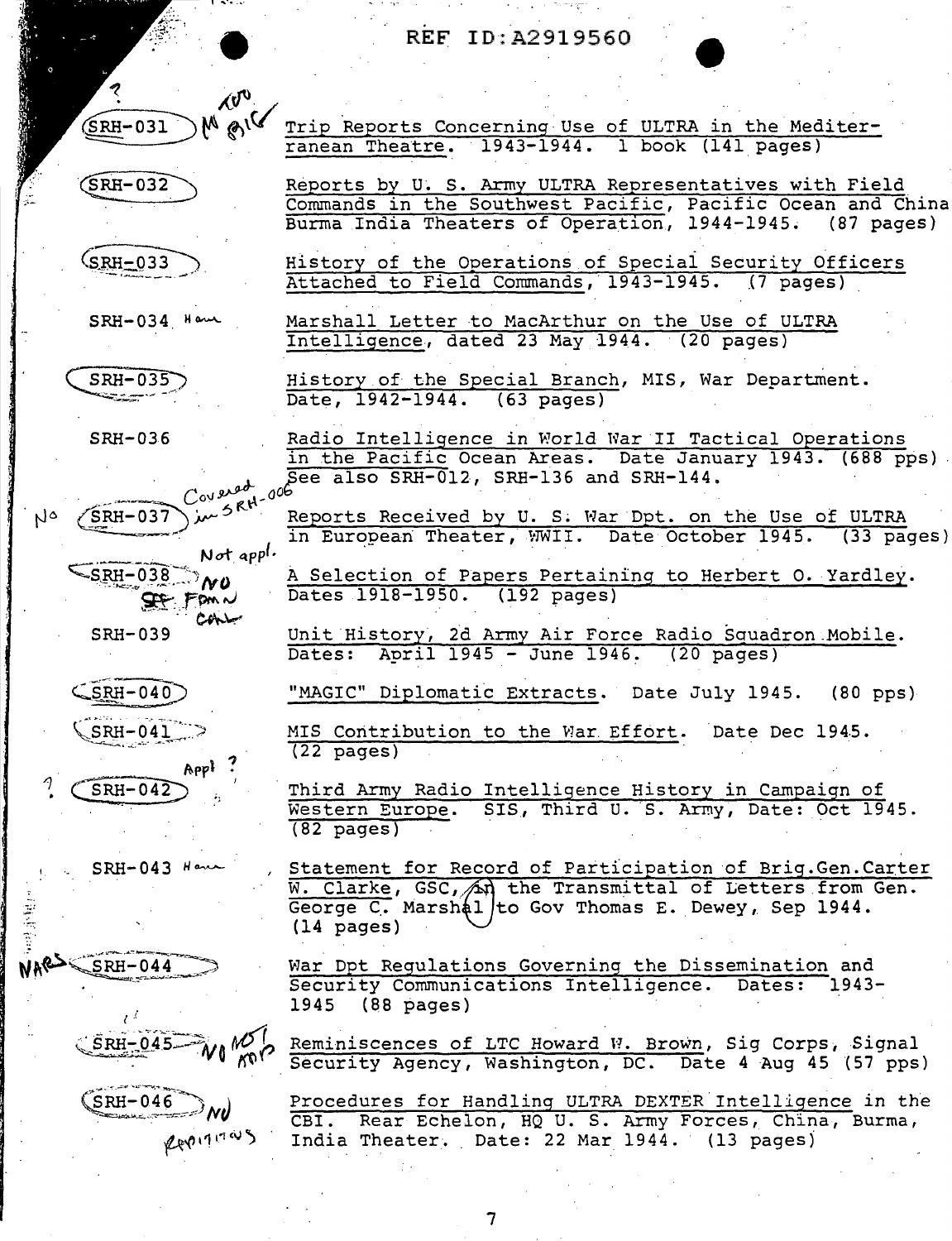REF ID:A2919560

| | |
|---|---|
| SRH-031 | Trip Reports Concerning Use of ULTRA in the Mediterranean Theatre. 1943-1944. 1 book (141 pages) |
| SRH-032 | Reports by U. S. Army ULTRA Representatives with Field Commands in the Southwest Pacific, Pacific Ocean and China Burma India Theaters of Operation, 1944-1945. (87 pages) |
| SRH-033 | History of the Operations of Special Security Officers Attached to Field Commands, 1943-1945. (7 pages) |
| SRH-034 | Marshall Letter to MacArthur on the Use of ULTRA Intelligence, dated 23 May 1944. (20 pages) |
| SRH-035 | History of the Special Branch, MIS, War Department. Date, 1942-1944. (63 pages) |
| SRH-036 | Radio Intelligence in World War II Tactical Operations in the Pacific Ocean Areas. Date January 1943. (688 pps) See also SRH-012, SRH-136 and SRH-144. |
| SRH-037 | Reports Received by U. S. War Dpt. on the Use of ULTRA in European Theater, WWII. Date October 1945. (33 pages) |
| SRH-038 | A Selection of Papers Pertaining to Herbert O. Yardley. Dates 1918-1950. (192 pages) |
| SRH-039 | Unit History, 2d Army Air Force Radio Squadron Mobile. Dates: April 1945 - June 1946. (20 pages) |
| SRH-040 | "MAGIC" Diplomatic Extracts. Date July 1945. (80 pps) |
| SRH-041 | MIS Contribution to the War Effort. Date Dec 1945. (22 pages) |
| SRH-042 | Third Army Radio Intelligence History in Campaign of Western Europe. SIS, Third U. S. Army, Date: Oct 1945. (82 pages) |
| SRH-043 | Statement for Record of Participation of Brig.Gen.Carter W. Clarke, GSC, in the Transmittal of Letters from Gen. George C. Marshal to Gov Thomas E. Dewey, Sep 1944. (14 pages) |
| SRH-044 | War Dpt Regulations Governing the Dissemination and Security Communications Intelligence. Dates: 1943-1945 (88 pages) |
| SRH-045 | Reminiscences of LTC Howard W. Brown, Sig Corps, Signal Security Agency, Washington, DC. Date 4 Aug 45 (57 pps) |
| SRH-046 | Procedures for Handling ULTRA DEXTER Intelligence in the CBI. Rear Echelon, HQ U. S. Army Forces, China, Burma, India Theater. Date: 22 Mar 1944. (13 pages) |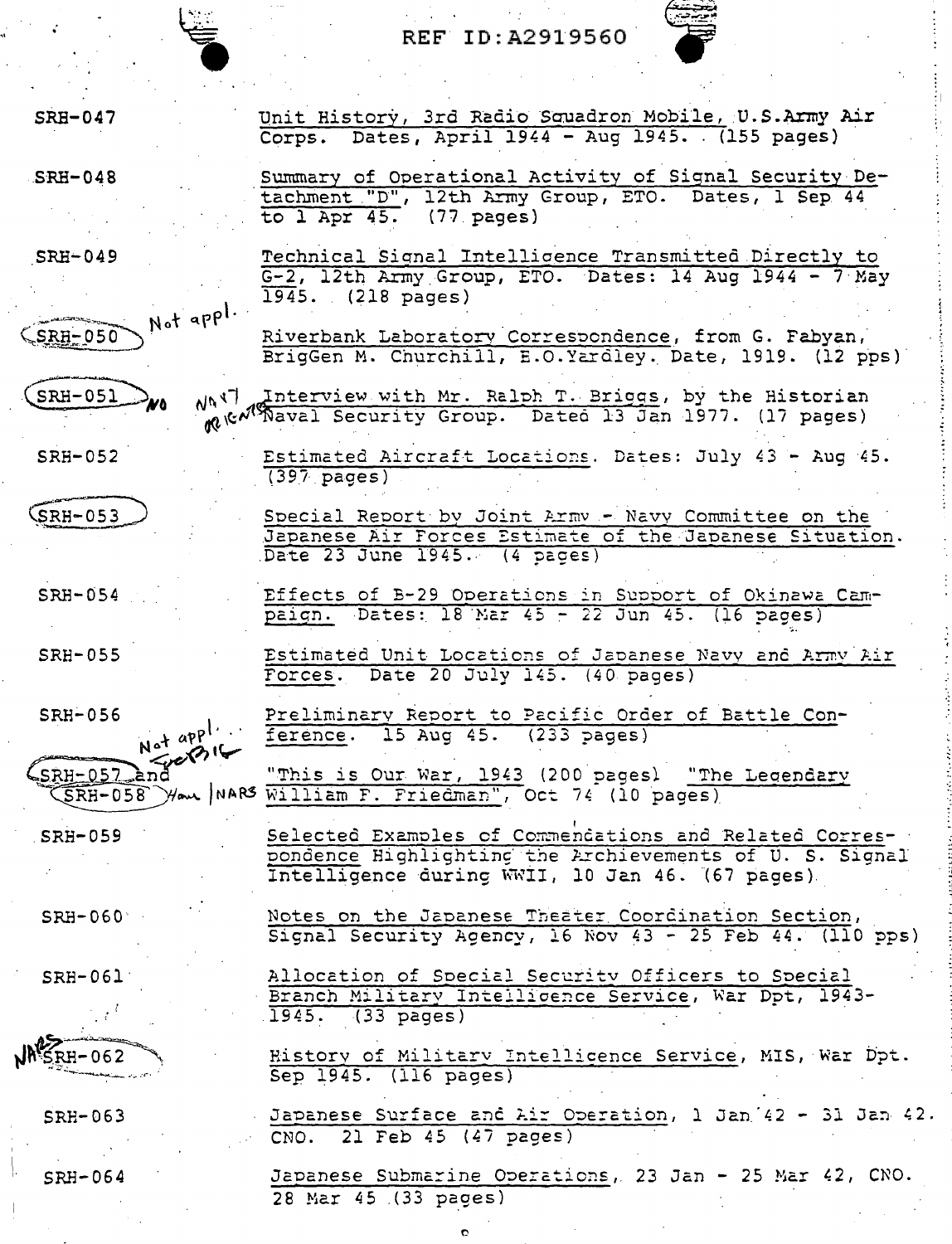REF ID:A2919560

| | |
|---|---|
| SRH-047 | Unit History, 3rd Radio Squadron Mobile, U.S.Army Air Corps. Dates, April 1944 - Aug 1945. (155 pages) |
| SRH-048 | Summary of Operational Activity of Signal Security Detachment "D", 12th Army Group, ETO. Dates, 1 Sep 44 to 1 Apr 45. (77 pages) |
| SRH-049 | Technical Signal Intelligence Transmitted Directly to G-2, 12th Army Group, ETO. Dates: 14 Aug 1944 - 7 May 1945. (218 pages) |
| SRH-050 Not appl. | Riverbank Laboratory Correspondence, from G. Fabyan, BrigGen M. Churchill, E.O.Yardley. Date, 1919. (12 pps) |
| SRH-051 No NAVY ORIGIN | Interview with Mr. Ralph T. Briggs, by the Historian Naval Security Group. Dated 13 Jan 1977. (17 pages) |
| SRH-052 | Estimated Aircraft Locations. Dates: July 43 - Aug 45. (397 pages) |
| SRH-053 | Special Report by Joint Army - Navy Committee on the Japanese Air Forces Estimate of the Japanese Situation. Date 23 June 1945. (4 pages) |
| SRH-054 | Effects of B-29 Operations in Support of Okinawa Campaign. Dates: 18 Mar 45 - 22 Jun 45. (16 pages) |
| SRH-055 | Estimated Unit Locations of Japanese Navy and Army Air Forces. Date 20 July 145. (40 pages) |
| SRH-056 | Preliminary Report to Pacific Order of Battle Conference. 15 Aug 45. (233 pages) |
| SRH-057 and SRH-058 Not appl. FOBIG Have NARS | "This is Our War, 1943 (200 pages) "The Legendary William F. Friedman", Oct 74 (10 pages) |
| SRH-059 | Selected Examples of Commendations and Related Correspondence Highlighting the Archievements of U. S. Signal Intelligence during WWII, 10 Jan 46. (67 pages) |
| SRH-060 | Notes on the Japanese Theater Coordination Section, Signal Security Agency, 16 Nov 43 - 25 Feb 44. (110 pps) |
| SRH-061 | Allocation of Special Security Officers to Special Branch Military Intelligence Service, War Dpt, 1943-1945. (33 pages) |
| NARS SRH-062 | History of Military Intelligence Service, MIS, War Dpt. Sep 1945. (116 pages) |
| SRH-063 | Japanese Surface and Air Operation, 1 Jan 42 - 31 Jan 42. CNO. 21 Feb 45 (47 pages) |
| SRH-064 | Japanese Submarine Operations, 23 Jan - 25 Mar 42, CNO. 28 Mar 45 (33 pages) |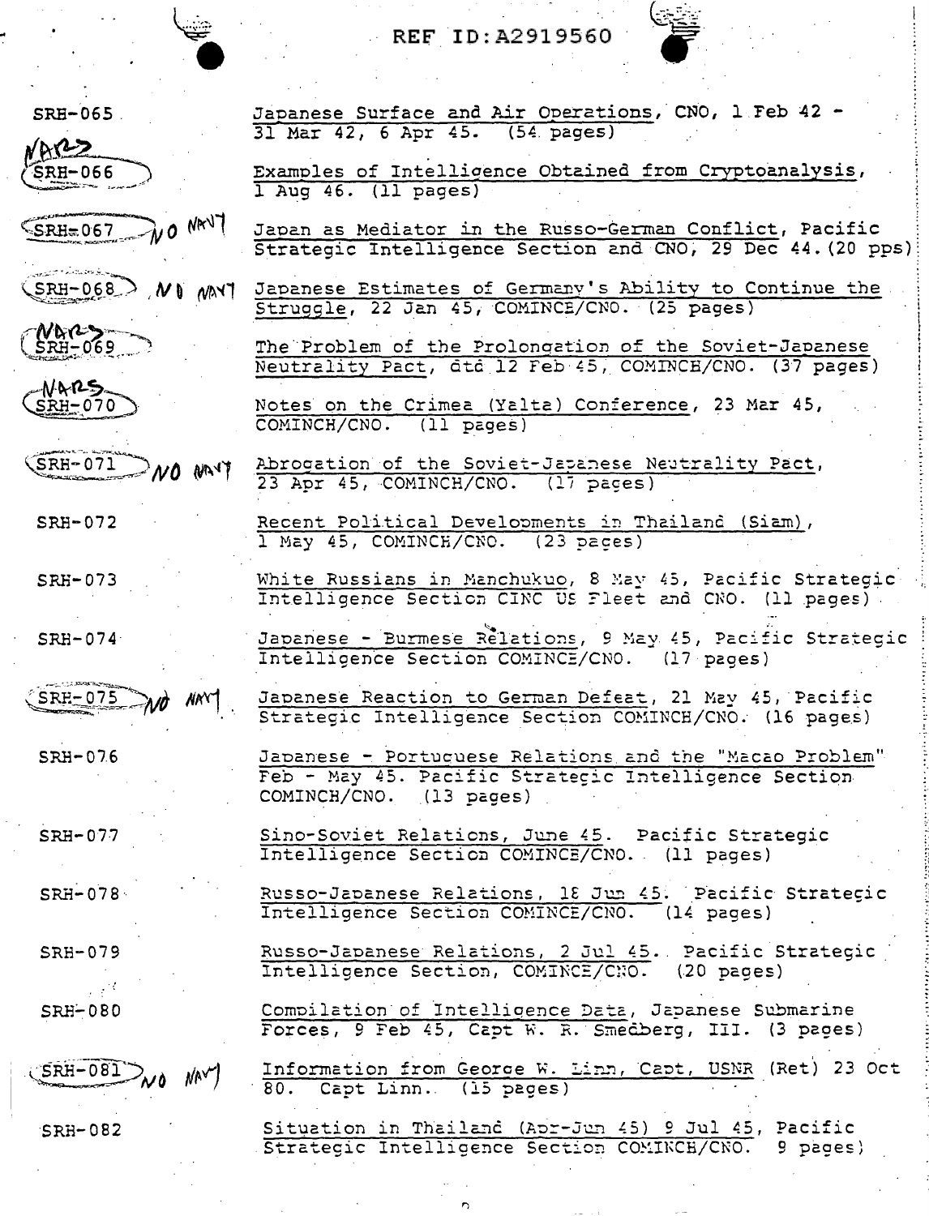REF ID:A2919560

| | |
|---|---|
| SRH-065 | Japanese Surface and Air Operations, CNO, 1 Feb 42 - 31 Mar 42, 6 Apr 45. (54 pages) |
| NARS SRH-066 | Examples of Intelligence Obtained from Cryptoanalysis, 1 Aug 46. (11 pages) |
| SRH-067 NO NAVY | Japan as Mediator in the Russo-German Conflict, Pacific Strategic Intelligence Section and CNO, 29 Dec 44. (20 pps) |
| SRH-068 NO NAVY | Japanese Estimates of Germany's Ability to Continue the Struggle, 22 Jan 45, COMINCH/CNO. (25 pages) |
| NARS SRH-069 | The Problem of the Prolongation of the Soviet-Japanese Neutrality Pact, dtd 12 Feb 45, COMINCH/CNO. (37 pages) |
| NARS SRH-070 | Notes on the Crimea (Yalta) Conference, 23 Mar 45, COMINCH/CNO. (11 pages) |
| SRH-071 NO NAVY | Abrogation of the Soviet-Japanese Neutrality Pact, 23 Apr 45, COMINCH/CNO. (17 pages) |
| SRH-072 | Recent Political Developments in Thailand (Siam), 1 May 45, COMINCH/CNO. (23 pages) |
| SRH-073 | White Russians in Manchukuo, 8 May 45, Pacific Strategic Intelligence Section CINC US Fleet and CNO. (11 pages) |
| SRH-074 | Japanese - Burmese Relations, 9 May 45, Pacific Strategic Intelligence Section COMINCH/CNO. (17 pages) |
| SRH-075 NO NAVY | Japanese Reaction to German Defeat, 21 May 45, Pacific Strategic Intelligence Section COMINCH/CNO. (16 pages) |
| SRH-076 | Japanese - Portuguese Relations and the "Macao Problem" Feb - May 45. Pacific Strategic Intelligence Section COMINCH/CNO. (13 pages) |
| SRH-077 | Sino-Soviet Relations, June 45. Pacific Strategic Intelligence Section COMINCH/CNO. (11 pages) |
| SRH-078 | Russo-Japanese Relations, 18 Jun 45. Pacific Strategic Intelligence Section COMINCH/CNO. (14 pages) |
| SRH-079 | Russo-Japanese Relations, 2 Jul 45. Pacific Strategic Intelligence Section, COMINCH/CNO. (20 pages) |
| SRH-080 | Compilation of Intelligence Data, Japanese Submarine Forces, 9 Feb 45, Capt W. R. Smedberg, III. (3 pages) |
| SRH-081 NO NAVY | Information from George W. Linn, Capt, USNR (Ret) 23 Oct 80. Capt Linn. (15 pages) |
| SRH-082 | Situation in Thailand (Apr-Jun 45) 9 Jul 45, Pacific Strategic Intelligence Section COMINCH/CNO. 9 pages) |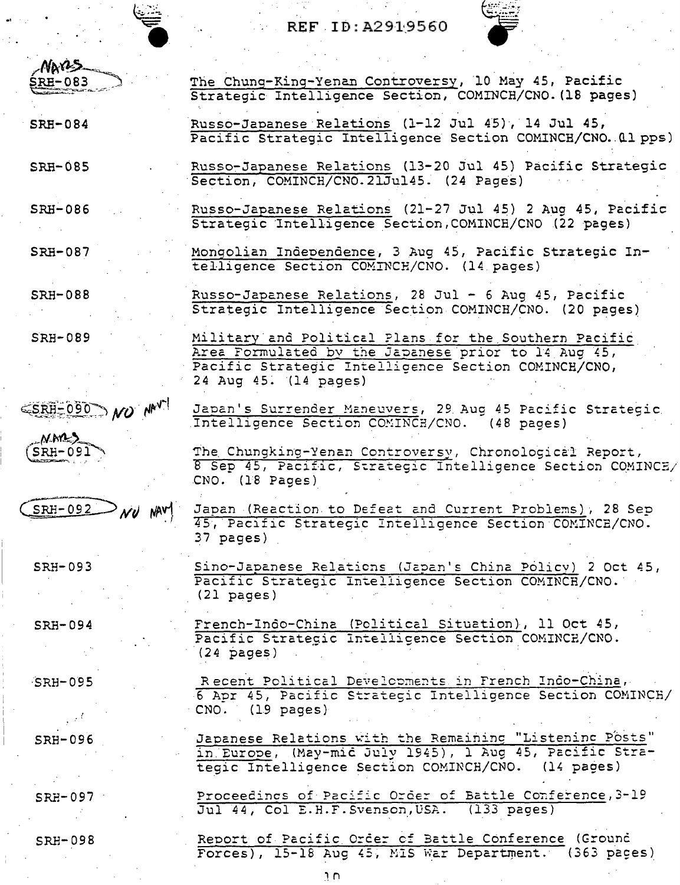REF ID:A2919560

| | |
|---|---|
| NARS SRH-083 | The Chung-King-Yenan Controversy, 10 May 45, Pacific Strategic Intelligence Section, COMINCH/CNO. (18 pages) |
| SRH-084 | Russo-Japanese Relations (1-12 Jul 45), 14 Jul 45, Pacific Strategic Intelligence Section COMINCH/CNO. (11 pps) |
| SRH-085 | Russo-Japanese Relations (13-20 Jul 45) Pacific Strategic Section, COMINCH/CNO.21Jul45. (24 Pages) |
| SRH-086 | Russo-Japanese Relations (21-27 Jul 45) 2 Aug 45, Pacific Strategic Intelligence Section,COMINCH/CNO (22 pages) |
| SRH-087 | Mongolian Independence, 3 Aug 45, Pacific Strategic Intelligence Section COMINCH/CNO. (14 pages) |
| SRH-088 | Russo-Japanese Relations, 28 Jul - 6 Aug 45, Pacific Strategic Intelligence Section COMINCH/CNO. (20 pages) |
| SRH-089 | Military and Political Plans for the Southern Pacific Area Formulated by the Japanese prior to 14 Aug 45, Pacific Strategic Intelligence Section COMINCH/CNO, 24 Aug 45. (14 pages) |
| SRH-090 NO NAV'l | Japan's Surrender Maneuvers, 29 Aug 45 Pacific Strategic Intelligence Section COMINCH/CNO. (48 pages) |
| NARS SRH-091 | The Chungking-Yenan Controversy, Chronological Report, 8 Sep 45, Pacific, Strategic Intelligence Section COMINCH/CNO. (18 Pages) |
| SRH-092 NO NAV'l | Japan (Reaction to Defeat and Current Problems), 28 Sep 45, Pacific Strategic Intelligence Section COMINCH/CNO. 37 pages) |
| SRH-093 | Sino-Japanese Relations (Japan's China Policy) 2 Oct 45, Pacific Strategic Intelligence Section COMINCH/CNO. (21 pages) |
| SRH-094 | French-Indo-China (Political Situation), 11 Oct 45, Pacific Strategic Intelligence Section COMINCH/CNO. (24 pages) |
| SRH-095 | Recent Political Developments in French Indo-China, 6 Apr 45, Pacific Strategic Intelligence Section COMINCH/CNO. (19 pages) |
| SRH-096 | Japanese Relations with the Remaining "Listening Posts" in Europe, (May-mid July 1945), 1 Aug 45, Pacific Strategic Intelligence Section COMINCH/CNO. (14 pages) |
| SRH-097 | Proceedings of Pacific Order of Battle Conference, 3-19 Jul 44, Col E.H.F.Svenson,USA. (133 pages) |
| SRH-098 | Report of Pacific Order of Battle Conference (Ground Forces), 15-18 Aug 45, MIS War Department. (363 pages) |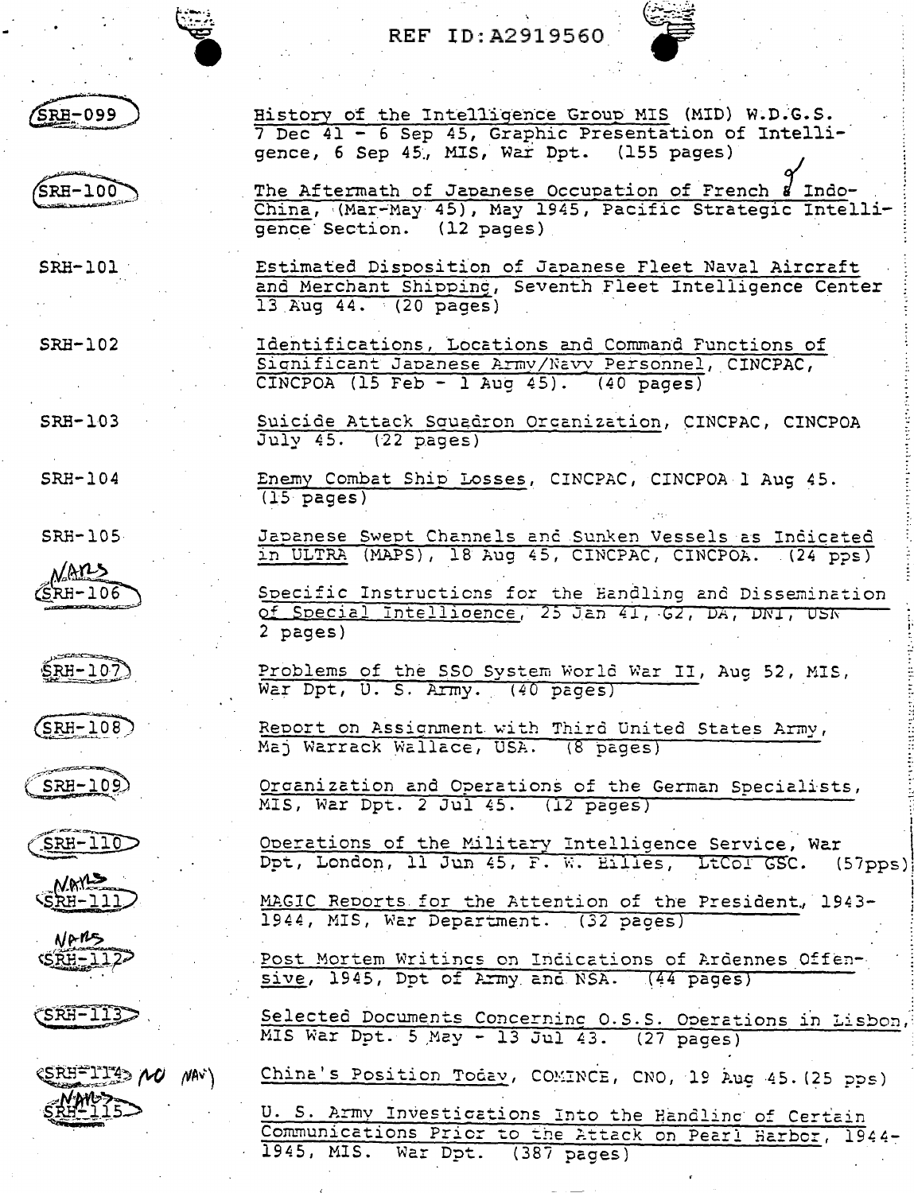REF ID:A2919560

SRH-099 History of the Intelligence Group MIS (MID) W.D.G.S. 7 Dec 41 - 6 Sep 45, Graphic Presentation of Intelligence, 6 Sep 45, MIS, War Dpt. (155 pages)

SRH-100 The Aftermath of Japanese Occupation of French & Indo-China, (Mar-May 45), May 1945, Pacific Strategic Intelligence Section. (12 pages)

SRH-101 Estimated Disposition of Japanese Fleet Naval Aircraft and Merchant Shipping, Seventh Fleet Intelligence Center 13 Aug 44. (20 pages)

SRH-102 Identifications, Locations and Command Functions of Significant Japanese Army/Navy Personnel, CINCPAC, CINCPOA (15 Feb - 1 Aug 45). (40 pages)

SRH-103 Suicide Attack Squadron Organization, CINCPAC, CINCPOA July 45. (22 pages)

SRH-104 Enemy Combat Ship Losses, CINCPAC, CINCPOA 1 Aug 45. (15 pages)

SRH-105 Japanese Swept Channels and Sunken Vessels as Indicated in ULTRA (MAPS), 18 Aug 45, CINCPAC, CINCPOA. (24 pps)

NARS
SRH-106 Specific Instructions for the Handling and Dissemination of Special Intelligence, 25 Jan 41, G2, DA, DNI, USN 2 pages)

SRH-107 Problems of the SSO System World War II, Aug 52, MIS, War Dpt, U. S. Army. (40 pages)

SRH-108 Report on Assignment with Third United States Army, Maj Warrack Wallace, USA. (8 pages)

SRH-109 Organization and Operations of the German Specialists, MIS, War Dpt. 2 Jul 45. (12 pages)

SRH-110 Operations of the Military Intelligence Service, War Dpt, London, 11 Jun 45, F. W. Hilles, LtCol GSC. (57pps)

NARS
SRH-111 MAGIC Reports for the Attention of the President, 1943-1944, MIS, War Department. (32 pages)

NARS
SRH-112 Post Mortem Writings on Indications of Ardennes Offensive, 1945, Dpt of Army and NSA. (44 pages)

SRH-113 Selected Documents Concerning O.S.S. Operations in Lisbon, MIS War Dpt. 5 May - 13 Jul 43. (27 pages)

SRH-114 NO NAV) China's Position Today, COMINCE, CNO, 19 Aug 45. (25 pps)

NARS
SRH-115 U. S. Army Investigations Into the Handling of Certain Communications Prior to the Attack on Pearl Harbor, 1944-1945, MIS. War Dpt. (387 pages)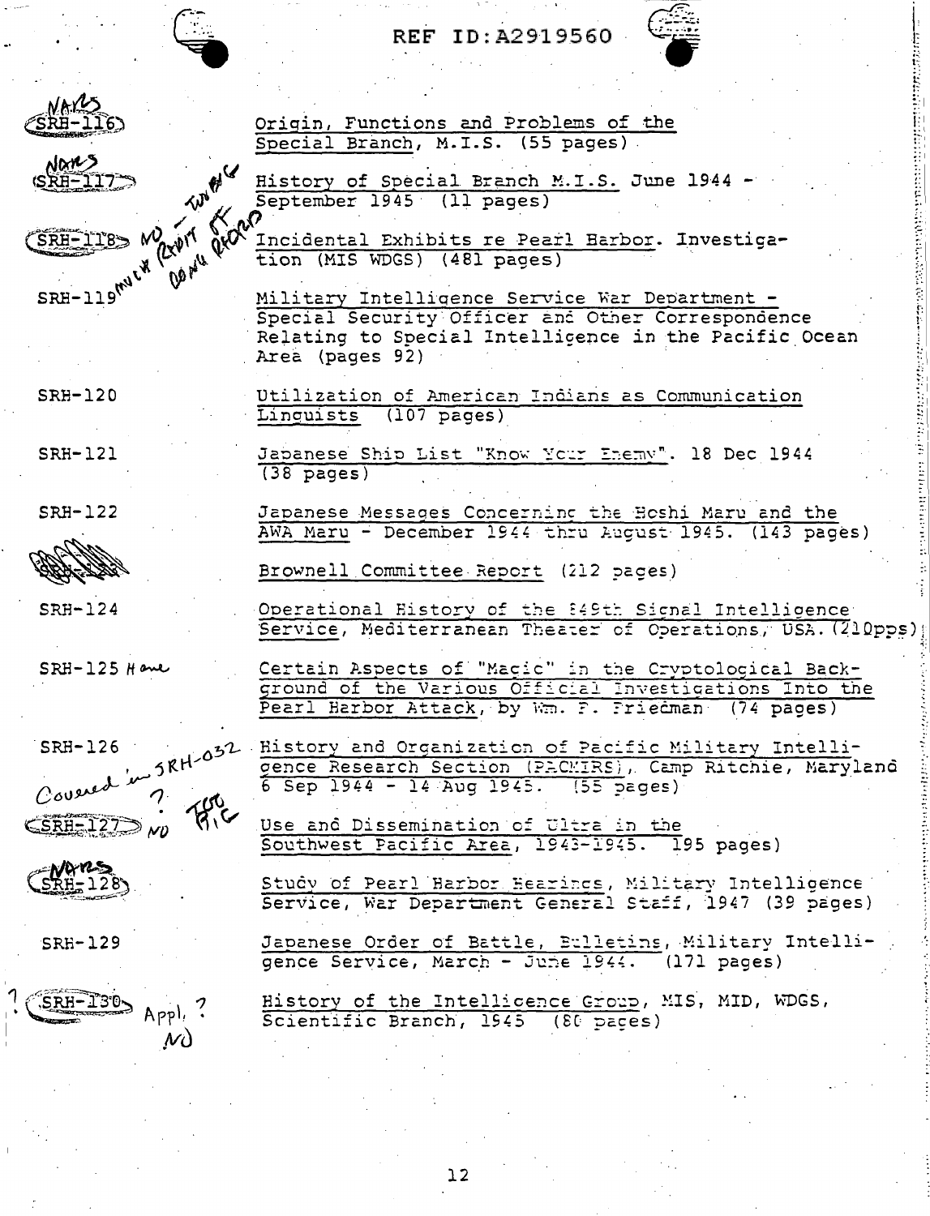REF ID:A2919560

| | |
|---|---|
| NARS SRH-116 | Origin, Functions and Problems of the Special Branch, M.I.S. (55 pages) |
| NARS SRH-117 | History of Special Branch M.I.S. June 1944 - September 1945 (11 pages) |
| SRH-118 NO - TWBG MULT RPT OF DEPT RECORD | Incidental Exhibits re Pearl Harbor. Investigation (MIS WDGS) (481 pages) |
| SRH-119 | Military Intelligence Service War Department - Special Security Officer and Other Correspondence Relating to Special Intelligence in the Pacific Ocean Area (pages 92) |
| SRH-120 | Utilization of American Indians as Communication Linguists (107 pages) |
| SRH-121 | Japanese Ship List "Know Your Enemy". 18 Dec 1944 (38 pages) |
| SRH-122 | Japanese Messages Concerning the Hoshi Maru and the AWA Maru - December 1944 thru August 1945. (143 pages) |
| | Brownell Committee Report (212 pages) |
| SRH-124 | Operational History of the 849th Signal Intelligence Service, Mediterranean Theater of Operations, USA. (210pps) |
| SRH-125 Home | Certain Aspects of "Magic" in the Cryptological Background of the Various Official Investigations Into the Pearl Harbor Attack, by Wm. F. Friedman (74 pages) |
| SRH-126 Covered in SRH-032 | History and Organization of Pacific Military Intelligence Research Section (PACMIRS), Camp Ritchie, Maryland 6 Sep 1944 - 14 Aug 1945. (55 pages) |
| SRH-127 ? NO TCO RIG | Use and Dissemination of Ultra in the Southwest Pacific Area, 1943-1945. 195 pages) |
| NARS SRH-128 | Study of Pearl Harbor Hearings, Military Intelligence Service, War Department General Staff, 1947 (39 pages) |
| SRH-129 | Japanese Order of Battle, Bulletins, Military Intelligence Service, March - June 1944. (171 pages) |
| ? SRH-130 Appl. ? NO | History of the Intelligence Group, MIS, MID, WDGS, Scientific Branch, 1945 (80 pages) |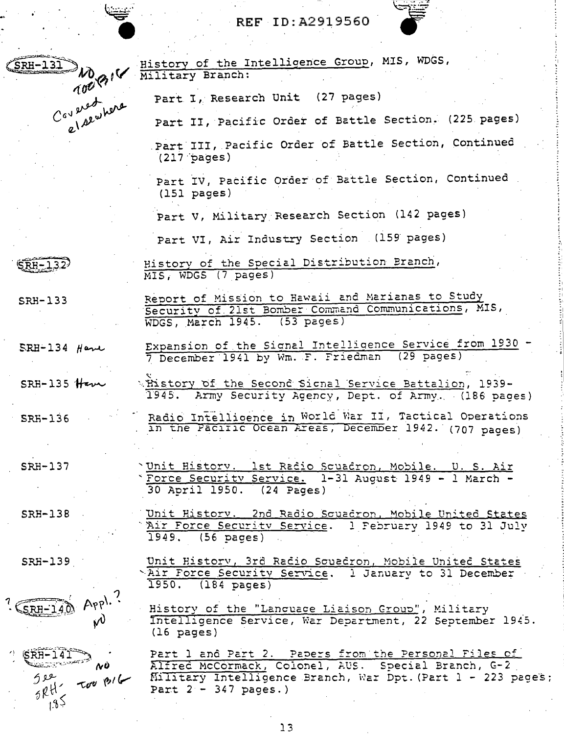REF ID:A2919560

SRH-131 — NO TOO BIG — Covered elsewhere

History of the Intelligence Group, MIS, WDGS, Military Branch:

- Part I, Research Unit (27 pages)
- Part II, Pacific Order of Battle Section. (225 pages)
- Part III, Pacific Order of Battle Section, Continued (217 pages)
- Part IV, Pacific Order of Battle Section, Continued (151 pages)
- Part V, Military Research Section (142 pages)
- Part VI, Air Industry Section (159 pages)

SRH-132 — History of the Special Distribution Branch, MIS, WDGS (7 pages)

SRH-133 — Report of Mission to Hawaii and Marianas to Study Security of 21st Bomber Command Communications, MIS, WDGS, March 1945. (53 pages)

SRH-134 Have — Expansion of the Signal Intelligence Service from 1930 - 7 December 1941 by Wm. F. Friedman (29 pages)

SRH-135 Have — History of the Second Signal Service Battalion, 1939-1945. Army Security Agency, Dept. of Army. (186 pages)

SRH-136 — Radio Intelligence in World War II, Tactical Operations in the Pacific Ocean Areas, December 1942. (707 pages)

SRH-137 — Unit History. 1st Radio Squadron, Mobile. U. S. Air Force Security Service. 1-31 August 1949 - 1 March - 30 April 1950. (24 Pages)

SRH-138 — Unit History. 2nd Radio Squadron, Mobile United States Air Force Security Service. 1 February 1949 to 31 July 1949. (56 pages)

SRH-139 — Unit History, 3rd Radio Squadron, Mobile United States Air Force Security Service. 1 January to 31 December 1950. (184 pages)

? SRH-140 Appl.? NO — History of the "Language Liaison Group", Military Intelligence Service, War Department, 22 September 1945. (16 pages)

? SRH-141 NO — See SRH-185 — Too BIG — Part 1 and Part 2. Papers from the Personal Files of Alfred McCormack, Colonel, AUS. Special Branch, G-2 Military Intelligence Branch, War Dpt. (Part 1 - 223 pages; Part 2 - 347 pages.)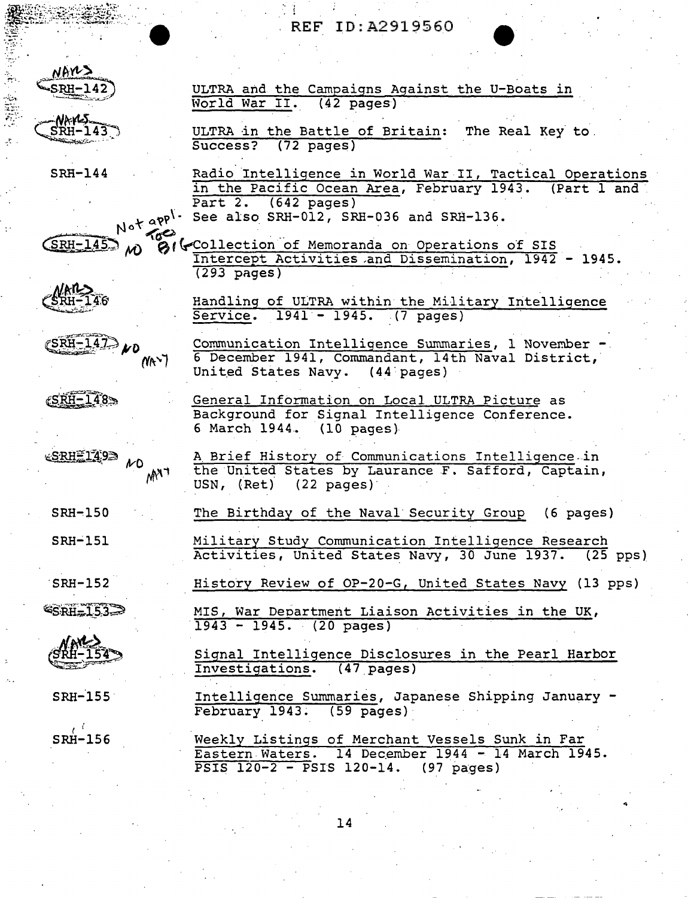| | |
|---|---|
| SRH-142 | ULTRA and the Campaigns Against the U-Boats in World War II. (42 pages) |
| SRH-143 | ULTRA in the Battle of Britain: The Real Key to Success? (72 pages) |
| SRH-144 | Radio Intelligence in World War II, Tactical Operations in the Pacific Ocean Area, February 1943. (Part 1 and Part 2. (642 pages) See also SRH-012, SRH-036 and SRH-136. |
| SRH-145 | Collection of Memoranda on Operations of SIS Intercept Activities and Dissemination, 1942 - 1945. (293 pages) |
| SRH-146 | Handling of ULTRA within the Military Intelligence Service. 1941 - 1945. (7 pages) |
| SRH-147 | Communication Intelligence Summaries, 1 November - 6 December 1941, Commandant, 14th Naval District, United States Navy. (44 pages) |
| SRH-148 | General Information on Local ULTRA Picture as Background for Signal Intelligence Conference. 6 March 1944. (10 pages) |
| SRH-149 | A Brief History of Communications Intelligence in the United States by Laurance F. Safford, Captain, USN, (Ret) (22 pages) |
| SRH-150 | The Birthday of the Naval Security Group (6 pages) |
| SRH-151 | Military Study Communication Intelligence Research Activities, United States Navy, 30 June 1937. (25 pps) |
| SRH-152 | History Review of OP-20-G, United States Navy (13 pps) |
| SRH-153 | MIS, War Department Liaison Activities in the UK, 1943 - 1945. (20 pages) |
| SRH-154 | Signal Intelligence Disclosures in the Pearl Harbor Investigations. (47 pages) |
| SRH-155 | Intelligence Summaries, Japanese Shipping January - February 1943. (59 pages) |
| SRH-156 | Weekly Listings of Merchant Vessels Sunk in Far Eastern Waters. 14 December 1944 - 14 March 1945. PSIS 120-2 - PSIS 120-14. (97 pages) |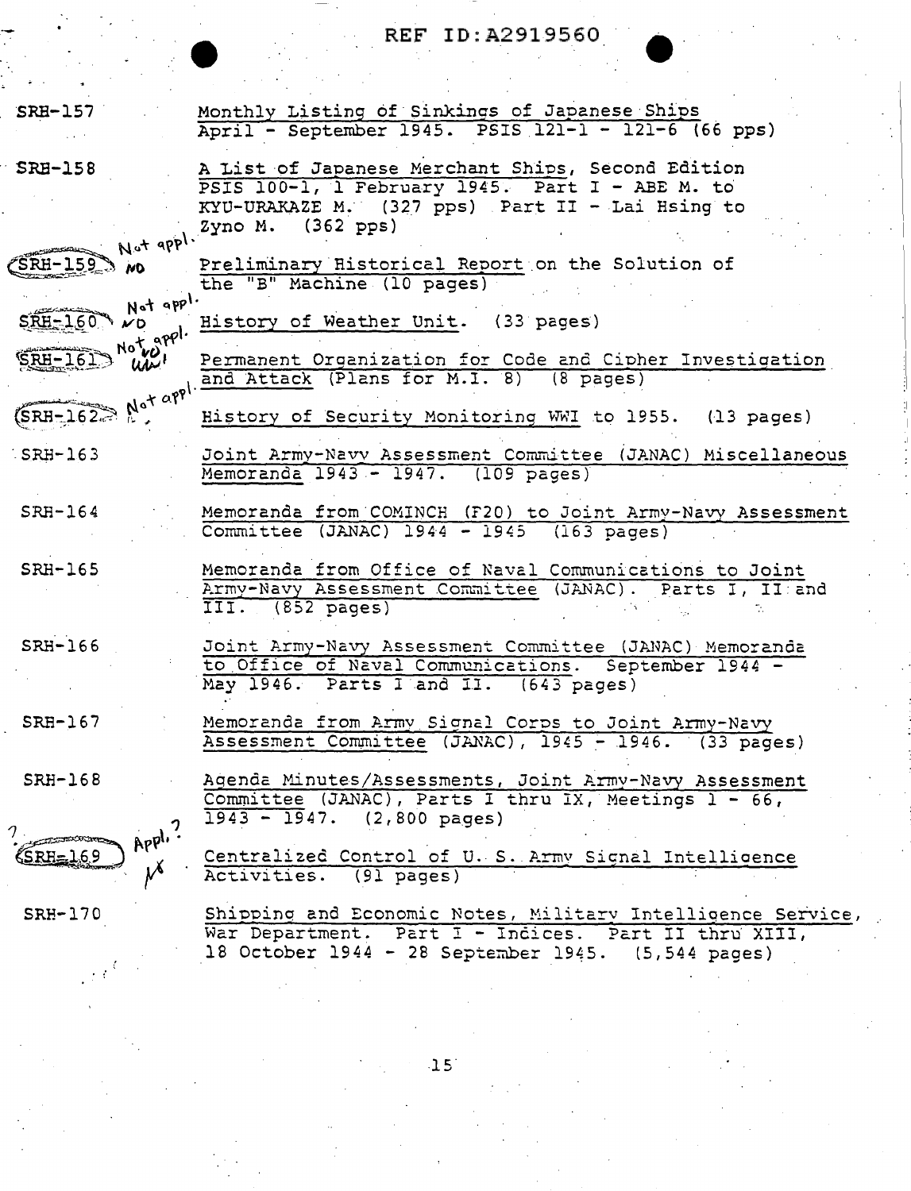REF ID:A2919560

| | |
|---|---|
| SRH-157 | Monthly Listing of Sinkings of Japanese Ships April - September 1945. PSIS 121-1 - 121-6 (66 pps) |
| SRH-158 | A List of Japanese Merchant Ships, Second Edition PSIS 100-1, 1 February 1945. Part I - ABE M. to KYU-URAKAZE M. (327 pps) Part II - Lai Hsing to Zyno M. (362 pps) |
| SRH-159 *NO* *Not appl.* | Preliminary Historical Report on the Solution of the "B" Machine (10 pages) |
| SRH-160 *NO* *Not appl.* | History of Weather Unit. (33 pages) |
| SRH-161 *NO* *Not appl.* | Permanent Organization for Code and Cipher Investigation and Attack (Plans for M.I. 8) (8 pages) |
| SRH-162 *Not appl.* | History of Security Monitoring WWI to 1955. (13 pages) |
| SRH-163 | Joint Army-Navy Assessment Committee (JANAC) Miscellaneous Memoranda 1943 - 1947. (109 pages) |
| SRH-164 | Memoranda from COMINCH (F20) to Joint Army-Navy Assessment Committee (JANAC) 1944 - 1945 (163 pages) |
| SRH-165 | Memoranda from Office of Naval Communications to Joint Army-Navy Assessment Committee (JANAC). Parts I, II and III. (852 pages) |
| SRH-166 | Joint Army-Navy Assessment Committee (JANAC) Memoranda to Office of Naval Communications. September 1944 - May 1946. Parts I and II. (643 pages) |
| SRH-167 | Memoranda from Army Signal Corps to Joint Army-Navy Assessment Committee (JANAC), 1945 - 1946. (33 pages) |
| SRH-168 | Agenda Minutes/Assessments, Joint Army-Navy Assessment Committee (JANAC), Parts I thru IX, Meetings 1 - 66, 1943 - 1947. (2,800 pages) |
| ? SRH-169 *Appl.?* | Centralized Control of U. S. Army Signal Intelligence Activities. (91 pages) |
| SRH-170 | Shipping and Economic Notes, Military Intelligence Service, War Department. Part I - Indices. Part II thru XIII, 18 October 1944 - 28 September 1945. (5,544 pages) |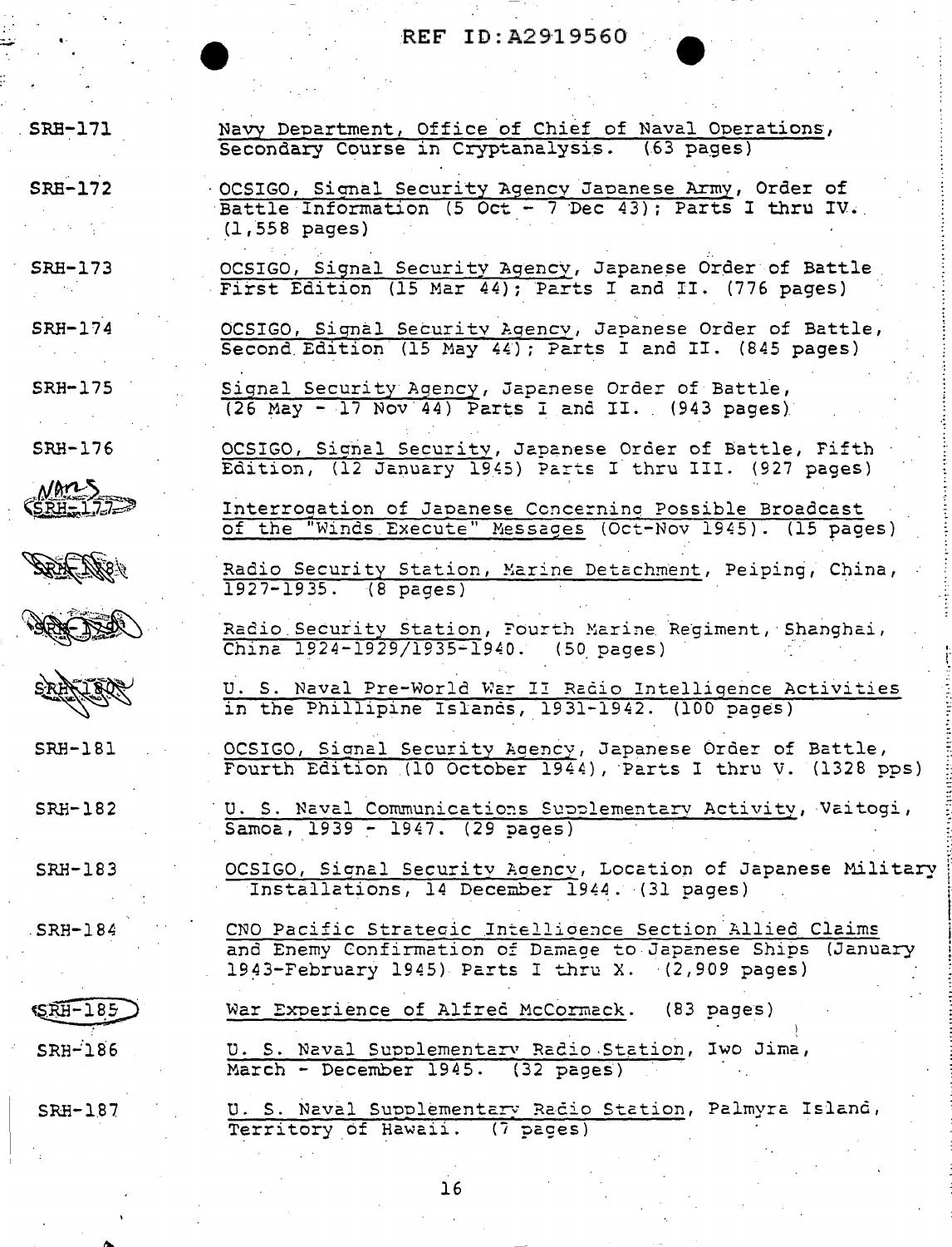| | |
|---|---|
| SRH-171 | Navy Department, Office of Chief of Naval Operations, Secondary Course in Cryptanalysis. (63 pages) |
| SRH-172 | OCSIGO, Signal Security Agency Japanese Army, Order of Battle Information (5 Oct - 7 Dec 43); Parts I thru IV. (1,558 pages) |
| SRH-173 | OCSIGO, Signal Security Agency, Japanese Order of Battle First Edition (15 Mar 44); Parts I and II. (776 pages) |
| SRH-174 | OCSIGO, Signal Security Agency, Japanese Order of Battle, Second Edition (15 May 44); Parts I and II. (845 pages) |
| SRH-175 | Signal Security Agency, Japanese Order of Battle, (26 May - 17 Nov 44) Parts I and II. (943 pages) |
| SRH-176 | OCSIGO, Signal Security, Japanese Order of Battle, Fifth Edition, (12 January 1945) Parts I thru III. (927 pages) |
| NARS SRH-177 | Interrogation of Japanese Concerning Possible Broadcast of the "Winds Execute" Messages (Oct-Nov 1945). (15 pages) |
| SRH-178 | Radio Security Station, Marine Detachment, Peiping, China, 1927-1935. (8 pages) |
| SRH-179 | Radio Security Station, Fourth Marine Regiment, Shanghai, China 1924-1929/1935-1940. (50 pages) |
| SRH-180 | U. S. Naval Pre-World War II Radio Intelligence Activities in the Phillipine Islands, 1931-1942. (100 pages) |
| SRH-181 | OCSIGO, Signal Security Agency, Japanese Order of Battle, Fourth Edition (10 October 1944), Parts I thru V. (1328 pps) |
| SRH-182 | U. S. Naval Communications Supplementary Activity, Vaitogi, Samoa, 1939 - 1947. (29 pages) |
| SRH-183 | OCSIGO, Signal Security Agency, Location of Japanese Military Installations, 14 December 1944. (31 pages) |
| SRH-184 | CNO Pacific Strategic Intelligence Section Allied Claims and Enemy Confirmation of Damage to Japanese Ships (January 1943-February 1945) Parts I thru X. (2,909 pages) |
| SRH-185 | War Experience of Alfred McCormack. (83 pages) |
| SRH-186 | U. S. Naval Supplementary Radio Station, Iwo Jima, March - December 1945. (32 pages) |
| SRH-187 | U. S. Naval Supplementary Radio Station, Palmyra Island, Territory of Hawaii. (7 pages) |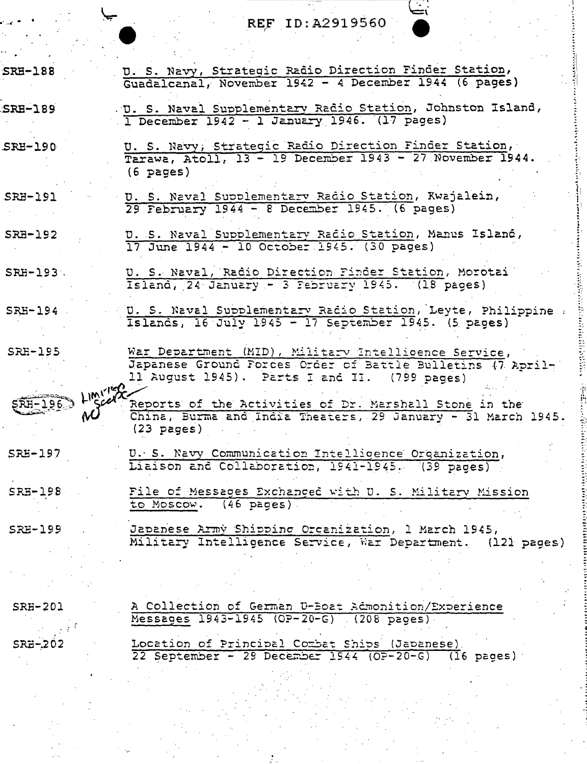REF ID:A2919560

SRH-188 U. S. Navy, Strategic Radio Direction Finder Station, Guadalcanal, November 1942 - 4 December 1944 (6 pages)

SRH-189 U. S. Naval Supplementary Radio Station, Johnston Island, 1 December 1942 - 1 January 1946. (17 pages)

SRH-190 U. S. Navy, Strategic Radio Direction Finder Station, Tarawa, Atoll, 13 - 19 December 1943 - 27 November 1944. (6 pages)

SRH-191 U. S. Naval Supplementary Radio Station, Kwajalein, 29 February 1944 - 8 December 1945. (6 pages)

SRH-192 U. S. Naval Supplementary Radio Station, Manus Island, 17 June 1944 - 10 October 1945. (30 pages)

SRH-193 U. S. Naval, Radio Direction Finder Station, Morotai Island, 24 January - 3 February 1945. (18 pages)

SRH-194 U. S. Naval Supplementary Radio Station, Leyte, Philippine Islands, 16 July 1945 - 17 September 1945. (5 pages)

SRH-195 War Department (MID), Military Intelligence Service, Japanese Ground Forces Order of Battle Bulletins (7 April-11 August 1945). Parts I and II. (799 pages)

SRH-196 Limited Scope NO Reports of the Activities of Dr. Marshall Stone in the China, Burma and India Theaters, 29 January - 31 March 1945. (23 pages)

SRH-197 U. S. Navy Communication Intelligence Organization, Liaison and Collaboration, 1941-1945. (39 pages)

SRH-198 File of Messages Exchanged with U. S. Military Mission to Moscow. (46 pages)

SRH-199 Japanese Army Shipping Organization, 1 March 1945, Military Intelligence Service, War Department. (121 pages)

SRH-201 A Collection of German U-Boat Admonition/Experience Messages 1943-1945 (OP-20-G) (208 pages)

SRH-202 Location of Principal Combat Ships (Japanese) 22 September - 29 December 1944 (OP-20-G) (16 pages)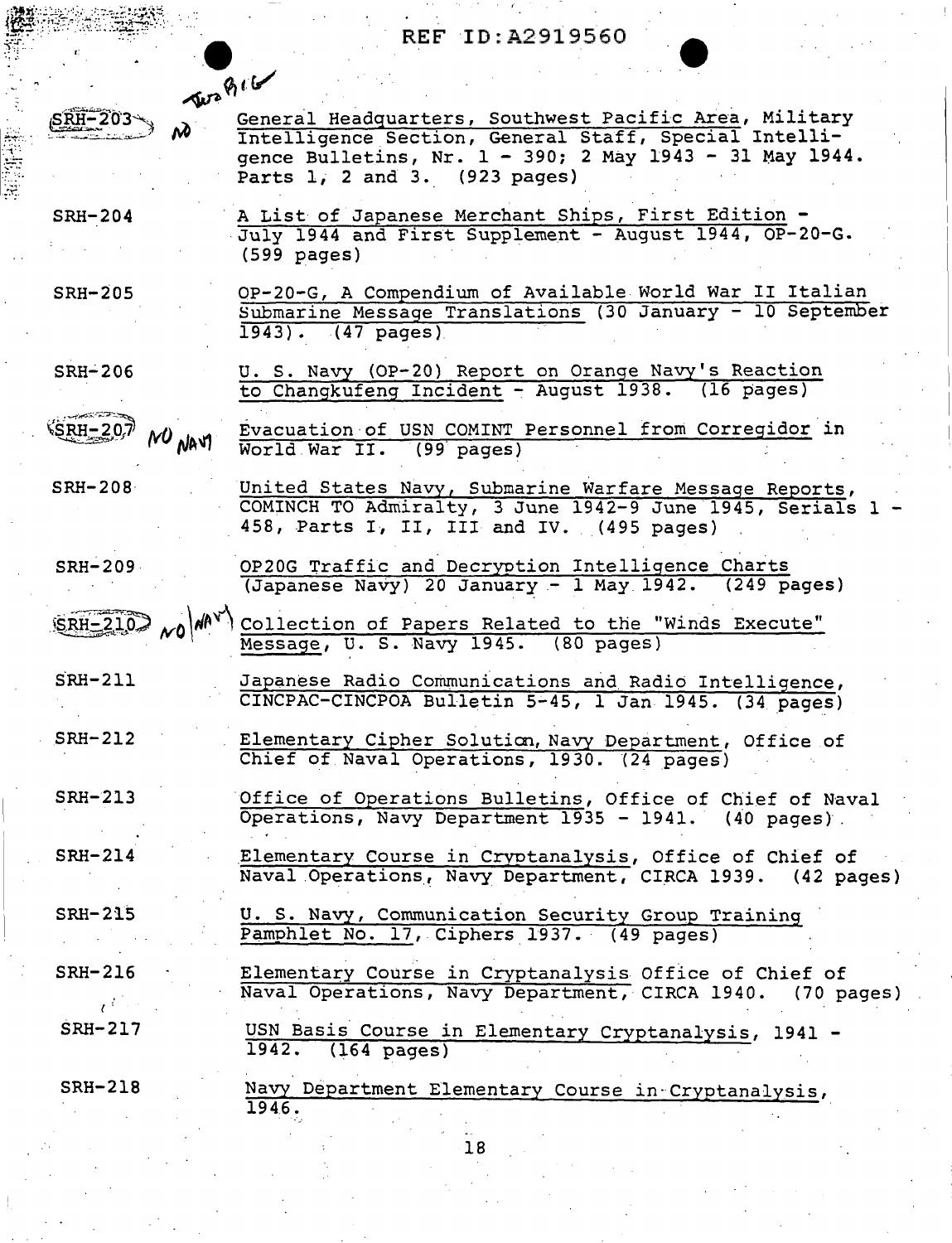REF ID:A2919560

Two Big

SRH-203 NO General Headquarters, Southwest Pacific Area, Military Intelligence Section, General Staff, Special Intelligence Bulletins, Nr. 1 - 390; 2 May 1943 - 31 May 1944. Parts 1, 2 and 3. (923 pages)

SRH-204 A List of Japanese Merchant Ships, First Edition - July 1944 and First Supplement - August 1944, OP-20-G. (599 pages)

SRH-205 OP-20-G, A Compendium of Available World War II Italian Submarine Message Translations (30 January - 10 September 1943). (47 pages)

SRH-206 U. S. Navy (OP-20) Report on Orange Navy's Reaction to Changkufeng Incident - August 1938. (16 pages)

SRH-207 NO NAVY Evacuation of USN COMINT Personnel from Corregidor in World War II. (99 pages)

SRH-208 United States Navy, Submarine Warfare Message Reports, COMINCH TO Admiralty, 3 June 1942-9 June 1945, Serials 1 - 458, Parts I, II, III and IV. (495 pages)

SRH-209 OP20G Traffic and Decryption Intelligence Charts (Japanese Navy) 20 January - 1 May 1942. (249 pages)

SRH-210 NO NAVY Collection of Papers Related to the "Winds Execute" Message, U. S. Navy 1945. (80 pages)

SRH-211 Japanese Radio Communications and Radio Intelligence, CINCPAC-CINCPOA Bulletin 5-45, 1 Jan 1945. (34 pages)

SRH-212 Elementary Cipher Solution, Navy Department, Office of Chief of Naval Operations, 1930. (24 pages)

SRH-213 Office of Operations Bulletins, Office of Chief of Naval Operations, Navy Department 1935 - 1941. (40 pages)

SRH-214 Elementary Course in Cryptanalysis, Office of Chief of Naval Operations, Navy Department, CIRCA 1939. (42 pages)

SRH-215 U. S. Navy, Communication Security Group Training Pamphlet No. 17, Ciphers 1937. (49 pages)

SRH-216 Elementary Course in Cryptanalysis Office of Chief of Naval Operations, Navy Department, CIRCA 1940. (70 pages)

SRH-217 USN Basis Course in Elementary Cryptanalysis, 1941 - 1942. (164 pages)

SRH-218 Navy Department Elementary Course in Cryptanalysis, 1946.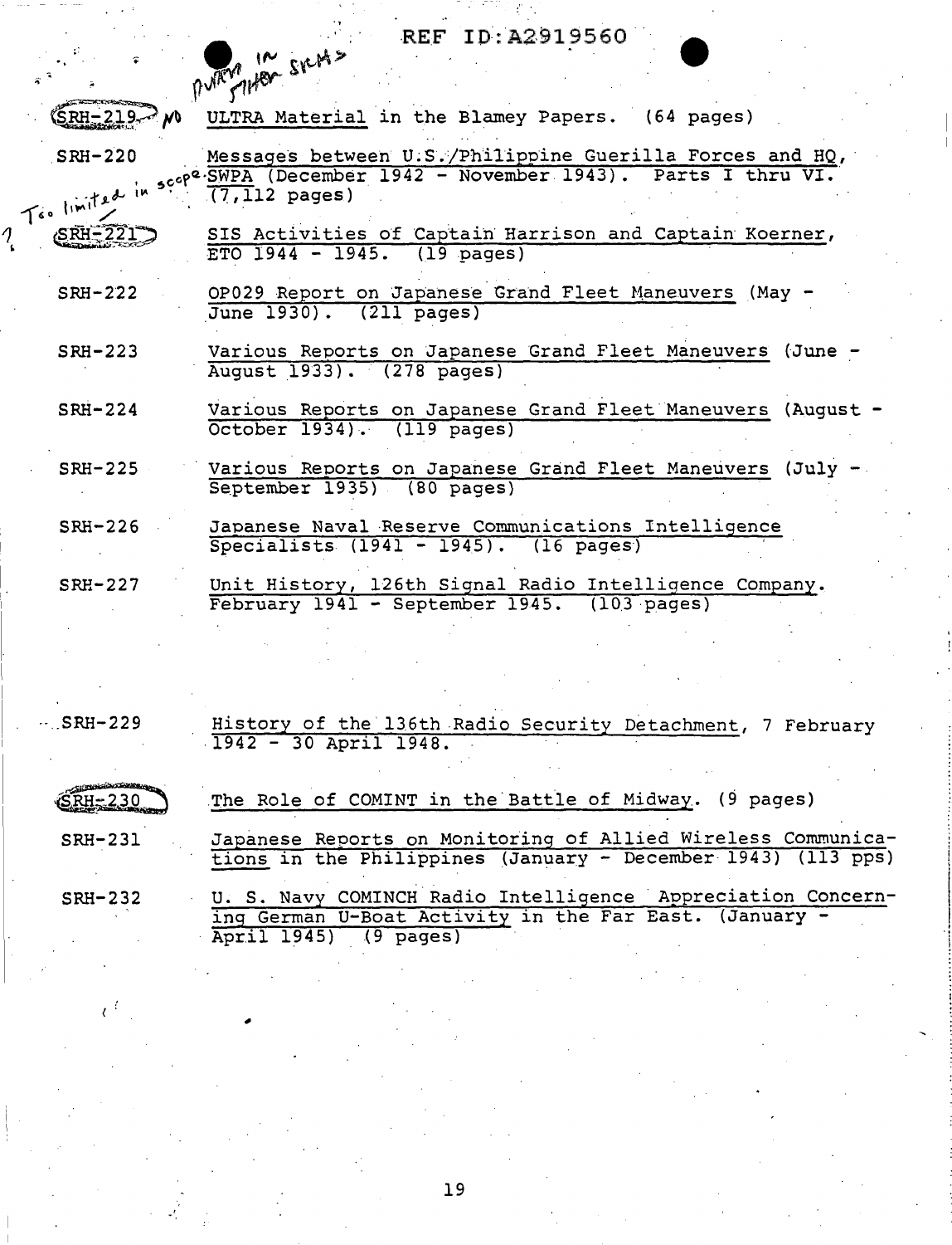REF ID:A2919560

Mary in other SRHs

SRH-219 NO ULTRA Material in the Blamey Papers. (64 pages)

SRH-220 Messages between U.S./Philippine Guerilla Forces and HQ, SWPA (December 1942 - November 1943). Parts I thru VI. (7,112 pages)

Too limited in scope

? SRH-221 SIS Activities of Captain Harrison and Captain Koerner, ETO 1944 - 1945. (19 pages)

SRH-222 OP029 Report on Japanese Grand Fleet Maneuvers (May - June 1930). (211 pages)

SRH-223 Various Reports on Japanese Grand Fleet Maneuvers (June - August 1933). (278 pages)

SRH-224 Various Reports on Japanese Grand Fleet Maneuvers (August - October 1934). (119 pages)

SRH-225 Various Reports on Japanese Grand Fleet Maneuvers (July - September 1935) (80 pages)

SRH-226 Japanese Naval Reserve Communications Intelligence Specialists (1941 - 1945). (16 pages)

SRH-227 Unit History, 126th Signal Radio Intelligence Company. February 1941 - September 1945. (103 pages)

SRH-229 History of the 136th Radio Security Detachment, 7 February 1942 - 30 April 1948.

SRH-230 The Role of COMINT in the Battle of Midway. (9 pages)

SRH-231 Japanese Reports on Monitoring of Allied Wireless Communications in the Philippines (January - December 1943) (113 pps)

SRH-232 U. S. Navy COMINCH Radio Intelligence Appreciation Concerning German U-Boat Activity in the Far East. (January - April 1945) (9 pages)